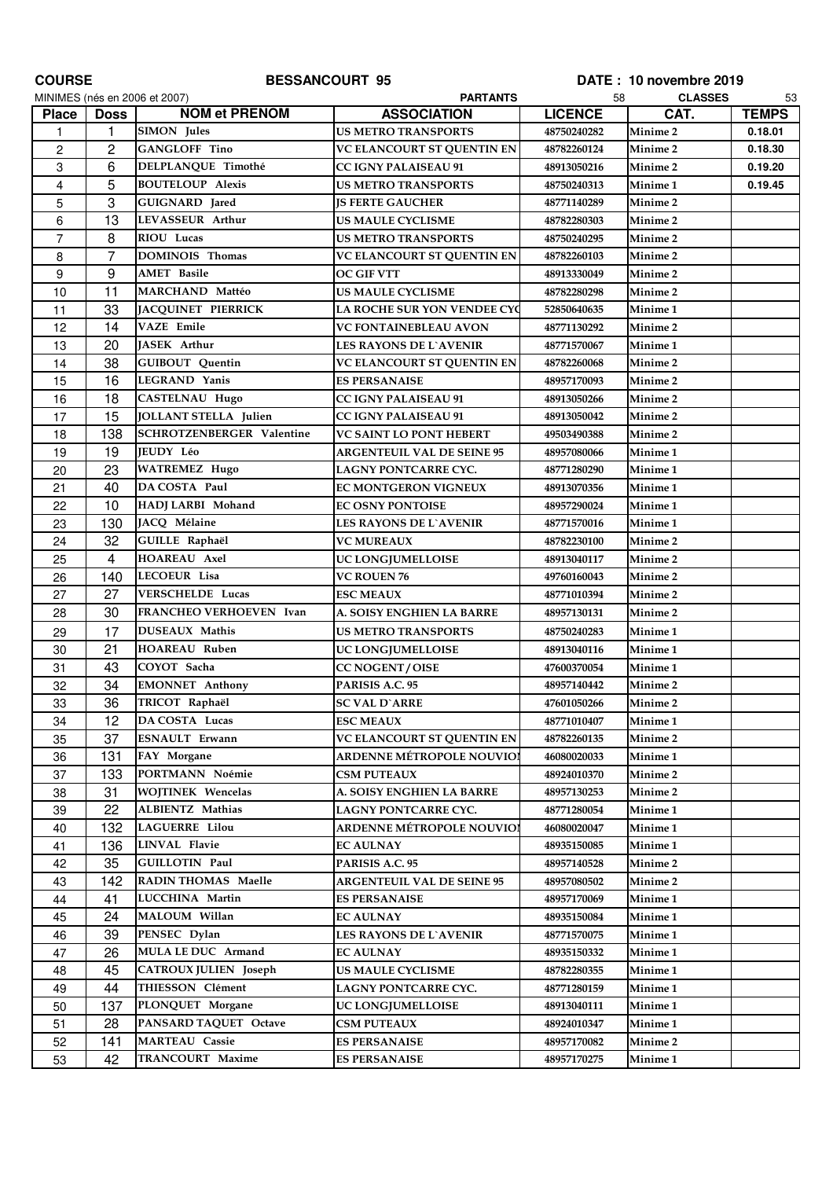**COURSE** **BESSANCOURT 95** **DATE : 10 novembre 2019**

MINIMES (nés en 2006 et 2007) **PARTANTS** 58 **CLASSES** 53

| Place | Doss | NOM et PRENOM | ASSOCIATION | LICENCE | CAT. | TEMPS |
|---|---|---|---|---|---|---|
| 1 | 1 | SIMON Jules | US METRO TRANSPORTS | 48750240282 | Minime 2 | 0.18.01 |
| 2 | 2 | GANGLOFF Tino | VC ELANCOURT ST QUENTIN EN | 48782260124 | Minime 2 | 0.18.30 |
| 3 | 6 | DELPLANQUE Timothé | CC IGNY PALAISEAU 91 | 48913050216 | Minime 2 | 0.19.20 |
| 4 | 5 | BOUTELOUP Alexis | US METRO TRANSPORTS | 48750240313 | Minime 1 | 0.19.45 |
| 5 | 3 | GUIGNARD Jared | JS FERTE GAUCHER | 48771140289 | Minime 2 | |
| 6 | 13 | LEVASSEUR Arthur | US MAULE CYCLISME | 48782280303 | Minime 2 | |
| 7 | 8 | RIOU Lucas | US METRO TRANSPORTS | 48750240295 | Minime 2 | |
| 8 | 7 | DOMINOIS Thomas | VC ELANCOURT ST QUENTIN EN | 48782260103 | Minime 2 | |
| 9 | 9 | AMET Basile | OC GIF VTT | 48913330049 | Minime 2 | |
| 10 | 11 | MARCHAND Mattéo | US MAULE CYCLISME | 48782280298 | Minime 2 | |
| 11 | 33 | JACQUINET PIERRICK | LA ROCHE SUR YON VENDEE CYC | 52850640635 | Minime 1 | |
| 12 | 14 | VAZE Emile | VC FONTAINEBLEAU AVON | 48771130292 | Minime 2 | |
| 13 | 20 | JASEK Arthur | LES RAYONS DE L`AVENIR | 48771570067 | Minime 1 | |
| 14 | 38 | GUIBOUT Quentin | VC ELANCOURT ST QUENTIN EN | 48782260068 | Minime 2 | |
| 15 | 16 | LEGRAND Yanis | ES PERSANAISE | 48957170093 | Minime 2 | |
| 16 | 18 | CASTELNAU Hugo | CC IGNY PALAISEAU 91 | 48913050266 | Minime 2 | |
| 17 | 15 | JOLLANT STELLA Julien | CC IGNY PALAISEAU 91 | 48913050042 | Minime 2 | |
| 18 | 138 | SCHROTZENBERGER Valentine | VC SAINT LO PONT HEBERT | 49503490388 | Minime 2 | |
| 19 | 19 | JEUDY Léo | ARGENTEUIL VAL DE SEINE 95 | 48957080066 | Minime 1 | |
| 20 | 23 | WATREMEZ Hugo | LAGNY PONTCARRE CYC. | 48771280290 | Minime 1 | |
| 21 | 40 | DA COSTA Paul | EC MONTGERON VIGNEUX | 48913070356 | Minime 1 | |
| 22 | 10 | HADJ LARBI Mohand | EC OSNY PONTOISE | 48957290024 | Minime 1 | |
| 23 | 130 | JACQ Mélaine | LES RAYONS DE L`AVENIR | 48771570016 | Minime 1 | |
| 24 | 32 | GUILLE Raphaël | VC MUREAUX | 48782230100 | Minime 2 | |
| 25 | 4 | HOAREAU Axel | UC LONGJUMELLOISE | 48913040117 | Minime 2 | |
| 26 | 140 | LECOEUR Lisa | VC ROUEN 76 | 49760160043 | Minime 2 | |
| 27 | 27 | VERSCHELDE Lucas | ESC MEAUX | 48771010394 | Minime 2 | |
| 28 | 30 | FRANCHEO VERHOEVEN Ivan | A. SOISY ENGHIEN LA BARRE | 48957130131 | Minime 2 | |
| 29 | 17 | DUSEAUX Mathis | US METRO TRANSPORTS | 48750240283 | Minime 1 | |
| 30 | 21 | HOAREAU Ruben | UC LONGJUMELLOISE | 48913040116 | Minime 1 | |
| 31 | 43 | COYOT Sacha | CC NOGENT / OISE | 47600370054 | Minime 1 | |
| 32 | 34 | EMONNET Anthony | PARISIS A.C. 95 | 48957140442 | Minime 2 | |
| 33 | 36 | TRICOT Raphaël | SC VAL D`ARRE | 47601050266 | Minime 2 | |
| 34 | 12 | DA COSTA Lucas | ESC MEAUX | 48771010407 | Minime 1 | |
| 35 | 37 | ESNAULT Erwann | VC ELANCOURT ST QUENTIN EN | 48782260135 | Minime 2 | |
| 36 | 131 | FAY Morgane | ARDENNE MÉTROPOLE NOUVIOI | 46080020033 | Minime 1 | |
| 37 | 133 | PORTMANN Noémie | CSM PUTEAUX | 48924010370 | Minime 2 | |
| 38 | 31 | WOJTINEK Wencelas | A. SOISY ENGHIEN LA BARRE | 48957130253 | Minime 2 | |
| 39 | 22 | ALBIENTZ Mathias | LAGNY PONTCARRE CYC. | 48771280054 | Minime 1 | |
| 40 | 132 | LAGUERRE Lilou | ARDENNE MÉTROPOLE NOUVIOI | 46080020047 | Minime 1 | |
| 41 | 136 | LINVAL Flavie | EC AULNAY | 48935150085 | Minime 1 | |
| 42 | 35 | GUILLOTIN Paul | PARISIS A.C. 95 | 48957140528 | Minime 2 | |
| 43 | 142 | RADIN THOMAS Maelle | ARGENTEUIL VAL DE SEINE 95 | 48957080502 | Minime 2 | |
| 44 | 41 | LUCCHINA Martin | ES PERSANAISE | 48957170069 | Minime 1 | |
| 45 | 24 | MALOUM Willan | EC AULNAY | 48935150084 | Minime 1 | |
| 46 | 39 | PENSEC Dylan | LES RAYONS DE L`AVENIR | 48771570075 | Minime 1 | |
| 47 | 26 | MULA LE DUC Armand | EC AULNAY | 48935150332 | Minime 1 | |
| 48 | 45 | CATROUX JULIEN Joseph | US MAULE CYCLISME | 48782280355 | Minime 1 | |
| 49 | 44 | THIESSON Clément | LAGNY PONTCARRE CYC. | 48771280159 | Minime 1 | |
| 50 | 137 | PLONQUET Morgane | UC LONGJUMELLOISE | 48913040111 | Minime 1 | |
| 51 | 28 | PANSARD TAQUET Octave | CSM PUTEAUX | 48924010347 | Minime 1 | |
| 52 | 141 | MARTEAU Cassie | ES PERSANAISE | 48957170082 | Minime 2 | |
| 53 | 42 | TRANCOURT Maxime | ES PERSANAISE | 48957170275 | Minime 1 | |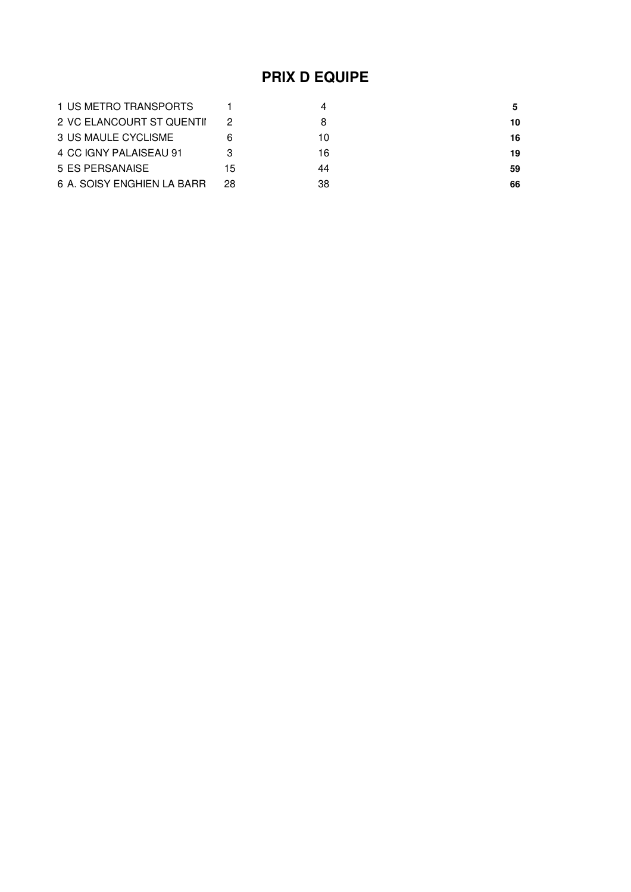# PRIX D EQUIPE

| | | | | |
|---|---|---|---|---|
| 1 | US METRO TRANSPORTS | 1 | 4 | **5** |
| 2 | VC ELANCOURT ST QUENTII | 2 | 8 | **10** |
| 3 | US MAULE CYCLISME | 6 | 10 | **16** |
| 4 | CC IGNY PALAISEAU 91 | 3 | 16 | **19** |
| 5 | ES PERSANAISE | 15 | 44 | **59** |
| 6 | A. SOISY ENGHIEN LA BARR | 28 | 38 | **66** |